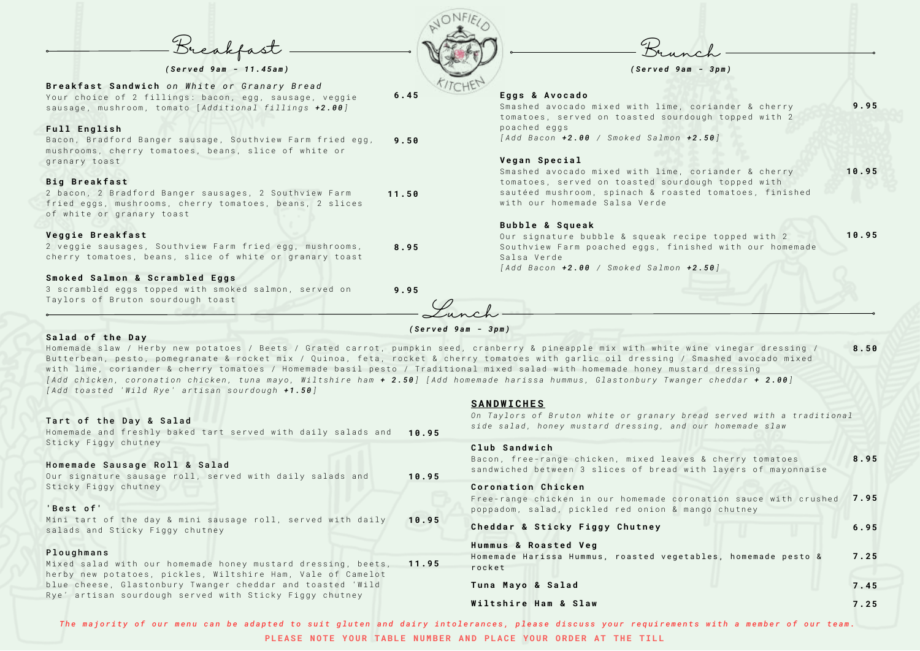# AVONFIELD KITCHEN

## Breakfast

*(Served 9am - 11.45am)*

**Breakfast Sandwich** *on White or Granary Bread* — 6.45
Your choice of 2 fillings: bacon, egg, sausage, veggie sausage, mushroom, tomato [*Additional fillings* ***+2.00***]

**Full English** — 9.50
Bacon, Bradford Banger sausage, Southview Farm fried egg, mushrooms, cherry tomatoes, beans, slice of white or granary toast

**Big Breakfast** — 11.50
2 bacon, 2 Bradford Banger sausages, 2 Southview Farm fried eggs, mushrooms, cherry tomatoes, beans, 2 slices of white or granary toast

**Veggie Breakfast** — 8.95
2 veggie sausages, Southview Farm fried egg, mushrooms, cherry tomatoes, beans, slice of white or granary toast

**Smoked Salmon & Scrambled Eggs** — 9.95
3 scrambled eggs topped with smoked salmon, served on Taylors of Bruton sourdough toast

## Brunch

*(Served 9am - 3pm)*

**Eggs & Avocado** — 9.95
Smashed avocado mixed with lime, coriander & cherry tomatoes, served on toasted sourdough topped with 2 poached eggs
*[Add Bacon* ***+2.00*** */ Smoked Salmon* ***+2.50****]*

**Vegan Special** — 10.95
Smashed avocado mixed with lime, coriander & cherry tomatoes, served on toasted sourdough topped with sautéed mushroom, spinach & roasted tomatoes, finished with our homemade Salsa Verde

**Bubble & Squeak** — 10.95
Our signature bubble & squeak recipe topped with 2 Southview Farm poached eggs, finished with our homemade Salsa Verde
*[Add Bacon* ***+2.00*** */ Smoked Salmon* ***+2.50****]*

## Lunch

*(Served 9am - 3pm)*

**Salad of the Day** — 8.50
Homemade slaw / Herby new potatoes / Beets / Grated carrot, pumpkin seed, cranberry & pineapple mix with white wine vinegar dressing / Butterbean, pesto, pomegranate & rocket mix / Quinoa, feta, rocket & cherry tomatoes with garlic oil dressing / Smashed avocado mixed with lime, coriander & cherry tomatoes / Homemade basil pesto / Traditional mixed salad with homemade honey mustard dressing
*[Add chicken, coronation chicken, tuna mayo, Wiltshire ham* ***+ 2.50****] [Add homemade harissa hummus, Glastonbury Twanger cheddar* ***+ 2.00****]*
*[Add toasted 'Wild Rye' artisan sourdough* ***+1.50****]*

**Tart of the Day & Salad** — 10.95
Homemade and freshly baked tart served with daily salads and Sticky Figgy chutney

**Homemade Sausage Roll & Salad** — 10.95
Our signature sausage roll, served with daily salads and Sticky Figgy chutney

**'Best of'** — 10.95
Mini tart of the day & mini sausage roll, served with daily salads and Sticky Figgy chutney

**Ploughmans** — 11.95
Mixed salad with our homemade honey mustard dressing, beets, herby new potatoes, pickles, Wiltshire Ham, Vale of Camelot blue cheese, Glastonbury Twanger cheddar and toasted 'Wild Rye' artisan sourdough served with Sticky Figgy chutney

### SANDWICHES

*On Taylors of Bruton white or granary bread served with a traditional side salad, honey mustard dressing, and our homemade slaw*

**Club Sandwich** — 8.95
Bacon, free-range chicken, mixed leaves & cherry tomatoes sandwiched between 3 slices of bread with layers of mayonnaise

**Coronation Chicken** — 7.95
Free-range chicken in our homemade coronation sauce with crushed poppadom, salad, pickled red onion & mango chutney

**Cheddar & Sticky Figgy Chutney** — 6.95

**Hummus & Roasted Veg** — 7.25
Homemade Harissa Hummus, roasted vegetables, homemade pesto & rocket

**Tuna Mayo & Salad** — 7.45

**Wiltshire Ham & Slaw** — 7.25

*The majority of our menu can be adapted to suit gluten and dairy intolerances, please discuss your requirements with a member of our team.*

**PLEASE NOTE YOUR TABLE NUMBER AND PLACE YOUR ORDER AT THE TILL**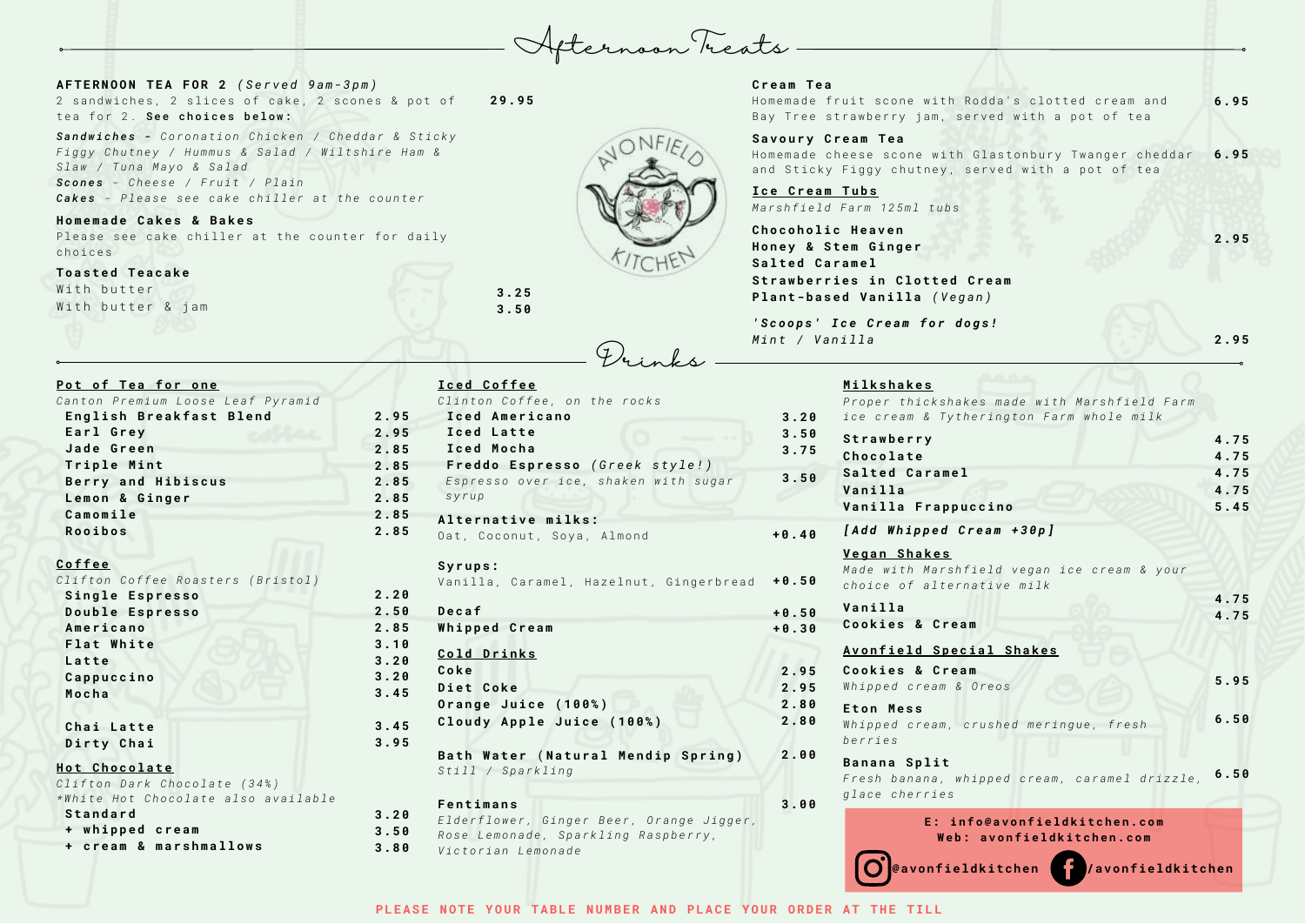# Afternoon Treats

**AFTERNOON TEA FOR 2** *(Served 9am-3pm)*
2 sandwiches, 2 slices of cake, 2 scones & pot of tea for 2. **See choices below:** **29.95**

***Sandwiches*** *- Coronation Chicken / Cheddar & Sticky Figgy Chutney / Hummus & Salad / Wiltshire Ham & Slaw / Tuna Mayo & Salad*
***Scones*** *- Cheese / Fruit / Plain*
***Cakes*** *- Please see cake chiller at the counter*

**Homemade Cakes & Bakes**
Please see cake chiller at the counter for daily choices

**Toasted Teacake**

| | |
|---|---|
| With butter | 3.25 |
| With butter & jam | 3.50 |

**Cream Tea**
Homemade fruit scone with Rodda's clotted cream and Bay Tree strawberry jam, served with a pot of tea **6.95**

**Savoury Cream Tea**
Homemade cheese scone with Glastonbury Twanger cheddar and Sticky Figgy chutney, served with a pot of tea **6.95**

**Ice Cream Tubs**
*Marshfield Farm 125ml tubs*

**Chocoholic Heaven**
**Honey & Stem Ginger**
**Salted Caramel**
**Strawberries in Clotted Cream**
**Plant-based Vanilla** *(Vegan)*
**2.95**

***'Scoops' Ice Cream for dogs!***
*Mint / Vanilla* **2.95**

# Drinks

## Pot of Tea for one
*Canton Premium Loose Leaf Pyramid*

| | |
|---|---|
| English Breakfast Blend | 2.95 |
| Earl Grey | 2.95 |
| Jade Green | 2.85 |
| Triple Mint | 2.85 |
| Berry and Hibiscus | 2.85 |
| Lemon & Ginger | 2.85 |
| Camomile | 2.85 |
| Rooibos | 2.85 |

## Coffee
*Clifton Coffee Roasters (Bristol)*

| | |
|---|---|
| Single Espresso | 2.20 |
| Double Espresso | 2.50 |
| Americano | 2.85 |
| Flat White | 3.10 |
| Latte | 3.20 |
| Cappuccino | 3.20 |
| Mocha | 3.45 |
| Chai Latte | 3.45 |
| Dirty Chai | 3.95 |

## Hot Chocolate
*Clifton Dark Chocolate (34%)*
*\*White Hot Chocolate also available*

| | |
|---|---|
| Standard | 3.20 |
| + whipped cream | 3.50 |
| + cream & marshmallows | 3.80 |

## Iced Coffee
*Clinton Coffee, on the rocks*

| | |
|---|---|
| Iced Americano | 3.20 |
| Iced Latte | 3.50 |
| Iced Mocha | 3.75 |
| Freddo Espresso *(Greek style!)* *Espresso over ice, shaken with sugar syrup* | 3.50 |

**Alternative milks:**
Oat, Coconut, Soya, Almond **+0.40**

**Syrups:**
Vanilla, Caramel, Hazelnut, Gingerbread **+0.50**

| | |
|---|---|
| Decaf | +0.50 |
| Whipped Cream | +0.30 |

## Cold Drinks

| | |
|---|---|
| Coke | 2.95 |
| Diet Coke | 2.95 |
| Orange Juice (100%) | 2.80 |
| Cloudy Apple Juice (100%) | 2.80 |
| Bath Water (Natural Mendip Spring) *Still / Sparkling* | 2.00 |
| Fentimans *Elderflower, Ginger Beer, Orange Jigger, Rose Lemonade, Sparkling Raspberry, Victorian Lemonade* | 3.00 |

## Milkshakes
*Proper thickshakes made with Marshfield Farm ice cream & Tytherington Farm whole milk*

| | |
|---|---|
| Strawberry | 4.75 |
| Chocolate | 4.75 |
| Salted Caramel | 4.75 |
| Vanilla | 4.75 |
| Vanilla Frappuccino | 5.45 |

***[Add Whipped Cream +30p]***

## Vegan Shakes
*Made with Marshfield vegan ice cream & your choice of alternative milk*

| | |
|---|---|
| Vanilla | 4.75 |
| Cookies & Cream | 4.75 |

## Avonfield Special Shakes

| | |
|---|---|
| **Cookies & Cream** *Whipped cream & Oreos* | 5.95 |
| **Eton Mess** *Whipped cream, crushed meringue, fresh berries* | 6.50 |
| **Banana Split** *Fresh banana, whipped cream, caramel drizzle, glace cherries* | 6.50 |

**E: info@avonfieldkitchen.com**
**Web: avonfieldkitchen.com**
**@avonfieldkitchen** **/avonfieldkitchen**

**PLEASE NOTE YOUR TABLE NUMBER AND PLACE YOUR ORDER AT THE TILL**